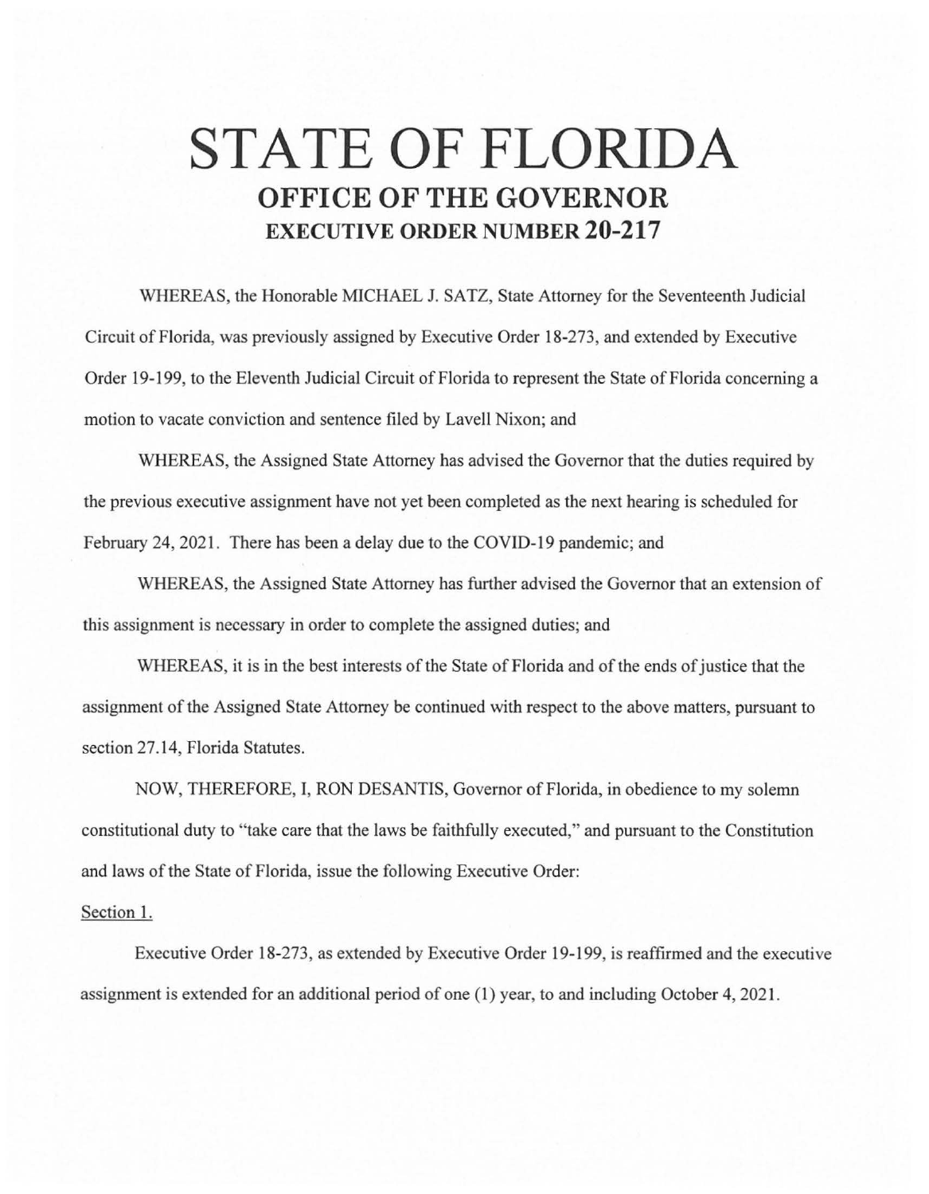# STATE OF FLORIDA

## OFFICE OF THE GOVERNOR

### EXECUTIVE ORDER NUMBER 20-217

WHEREAS, the Honorable MICHAEL J. SATZ, State Attorney for the Seventeenth Judicial Circuit of Florida, was previously assigned by Executive Order 18-273, and extended by Executive Order 19-199, to the Eleventh Judicial Circuit of Florida to represent the State of Florida concerning a motion to vacate conviction and sentence filed by Lavell Nixon; and

WHEREAS, the Assigned State Attorney has advised the Governor that the duties required by the previous executive assignment have not yet been completed as the next hearing is scheduled for February 24, 2021. There has been a delay due to the COVID-19 pandemic; and

WHEREAS, the Assigned State Attorney has further advised the Governor that an extension of this assignment is necessary in order to complete the assigned duties; and

WHEREAS, it is in the best interests of the State of Florida and of the ends of justice that the assignment of the Assigned State Attorney be continued with respect to the above matters, pursuant to section 27.14, Florida Statutes.

NOW, THEREFORE, I, RON DESANTIS, Governor of Florida, in obedience to my solemn constitutional duty to "take care that the laws be faithfully executed," and pursuant to the Constitution and laws of the State of Florida, issue the following Executive Order:

Section 1.

Executive Order 18-273, as extended by Executive Order 19-199, is reaffirmed and the executive assignment is extended for an additional period of one (1) year, to and including October 4, 2021.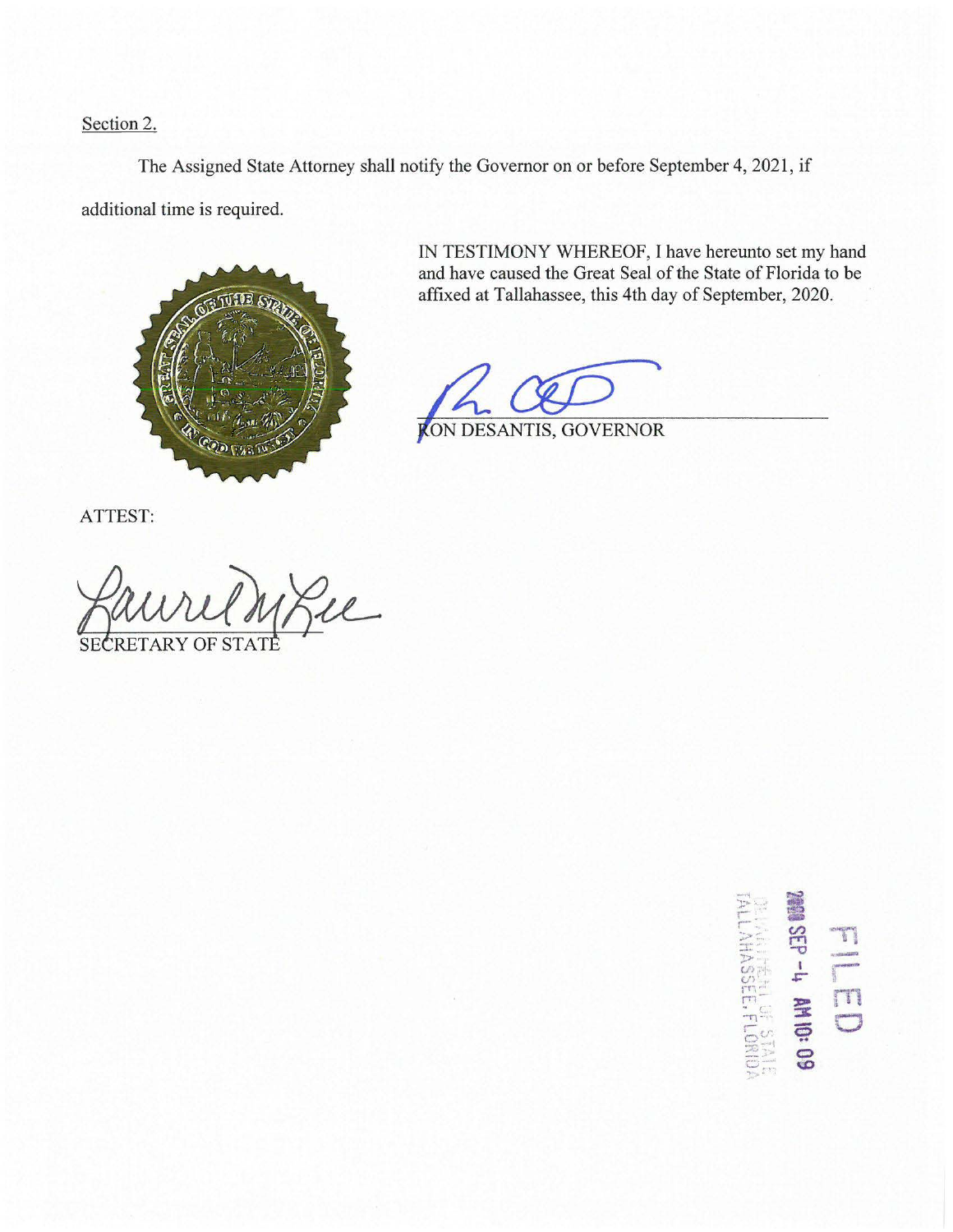Section 2.

The Assigned State Attorney shall notify the Governor on or before September 4, 2021, if additional time is required.

IN TESTIMONY WHEREOF, I have hereunto set my hand and have caused the Great Seal of the State of Florida to be affixed at Tallahassee, this 4th day of September, 2020.

RON DESANTIS, GOVERNOR

ATTEST:

SECRETARY OF STATE

FILED

2020 SEP -4 AM 10: 09

DEPARTMENT OF STATE
TALLAHASSEE, FLORIDA